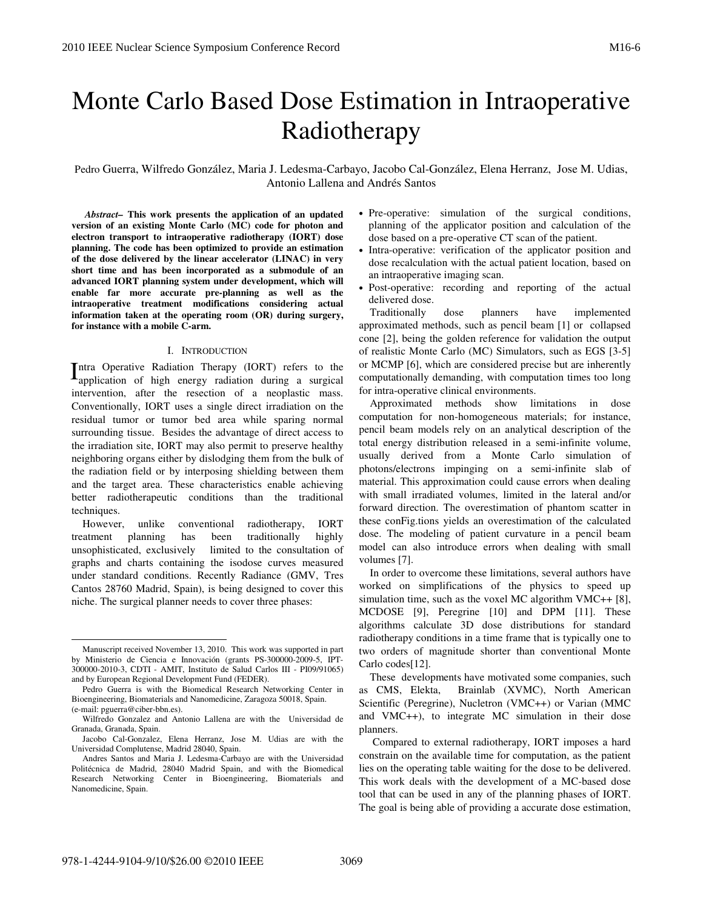# Monte Carlo Based Dose Estimation in Intraoperative Radiotherapy

Pedro Guerra, Wilfredo González, Maria J. Ledesma-Carbayo, Jacobo Cal-González, Elena Herranz, Jose M. Udias, Antonio Lallena and Andrés Santos

***Abstract*– This work presents the application of an updated version of an existing Monte Carlo (MC) code for photon and electron transport to intraoperative radiotherapy (IORT) dose planning. The code has been optimized to provide an estimation of the dose delivered by the linear accelerator (LINAC) in very short time and has been incorporated as a submodule of an advanced IORT planning system under development, which will enable far more accurate pre-planning as well as the intraoperative treatment modifications considering actual information taken at the operating room (OR) during surgery, for instance with a mobile C-arm.**

## I. Introduction

Intra Operative Radiation Therapy (IORT) refers to the application of high energy radiation during a surgical intervention, after the resection of a neoplastic mass. Conventionally, IORT uses a single direct irradiation on the residual tumor or tumor bed area while sparing normal surrounding tissue. Besides the advantage of direct access to the irradiation site, IORT may also permit to preserve healthy neighboring organs either by dislodging them from the bulk of the radiation field or by interposing shielding between them and the target area. These characteristics enable achieving better radiotherapeutic conditions than the traditional techniques.

However, unlike conventional radiotherapy, IORT treatment planning has been traditionally highly unsophisticated, exclusively limited to the consultation of graphs and charts containing the isodose curves measured under standard conditions. Recently Radiance (GMV, Tres Cantos 28760 Madrid, Spain), is being designed to cover this niche. The surgical planner needs to cover three phases:

- Pre-operative: simulation of the surgical conditions, planning of the applicator position and calculation of the dose based on a pre-operative CT scan of the patient.
- Intra-operative: verification of the applicator position and dose recalculation with the actual patient location, based on an intraoperative imaging scan.
- Post-operative: recording and reporting of the actual delivered dose.

Traditionally dose planners have implemented approximated methods, such as pencil beam [1] or collapsed cone [2], being the golden reference for validation the output of realistic Monte Carlo (MC) Simulators, such as EGS [3-5] or MCMP [6], which are considered precise but are inherently computationally demanding, with computation times too long for intra-operative clinical environments.

Approximated methods show limitations in dose computation for non-homogeneous materials; for instance, pencil beam models rely on an analytical description of the total energy distribution released in a semi-infinite volume, usually derived from a Monte Carlo simulation of photons/electrons impinging on a semi-infinite slab of material. This approximation could cause errors when dealing with small irradiated volumes, limited in the lateral and/or forward direction. The overestimation of phantom scatter in these conFig.tions yields an overestimation of the calculated dose. The modeling of patient curvature in a pencil beam model can also introduce errors when dealing with small volumes [7].

In order to overcome these limitations, several authors have worked on simplifications of the physics to speed up simulation time, such as the voxel MC algorithm VMC++ [8], MCDOSE [9], Peregrine [10] and DPM [11]. These algorithms calculate 3D dose distributions for standard radiotherapy conditions in a time frame that is typically one to two orders of magnitude shorter than conventional Monte Carlo codes[12].

These developments have motivated some companies, such as CMS, Elekta, Brainlab (XVMC), North American Scientific (Peregrine), Nucletron (VMC++) or Varian (MMC and VMC++), to integrate MC simulation in their dose planners.

Compared to external radiotherapy, IORT imposes a hard constrain on the available time for computation, as the patient lies on the operating table waiting for the dose to be delivered. This work deals with the development of a MC-based dose tool that can be used in any of the planning phases of IORT. The goal is being able of providing a accurate dose estimation,

---

Manuscript received November 13, 2010. This work was supported in part by Ministerio de Ciencia e Innovación (grants PS-300000-2009-5, IPT-300000-2010-3, CDTI - AMIT, Instituto de Salud Carlos III - PI09/91065) and by European Regional Development Fund (FEDER).

Pedro Guerra is with the Biomedical Research Networking Center in Bioengineering, Biomaterials and Nanomedicine, Zaragoza 50018, Spain. (e-mail: pguerra@ciber-bbn.es).

Wilfredo Gonzalez and Antonio Lallena are with the Universidad de Granada, Granada, Spain.

Jacobo Cal-Gonzalez, Elena Herranz, Jose M. Udias are with the Universidad Complutense, Madrid 28040, Spain.

Andres Santos and Maria J. Ledesma-Carbayo are with the Universidad Politécnica de Madrid, 28040 Madrid Spain, and with the Biomedical Research Networking Center in Bioengineering, Biomaterials and Nanomedicine, Spain.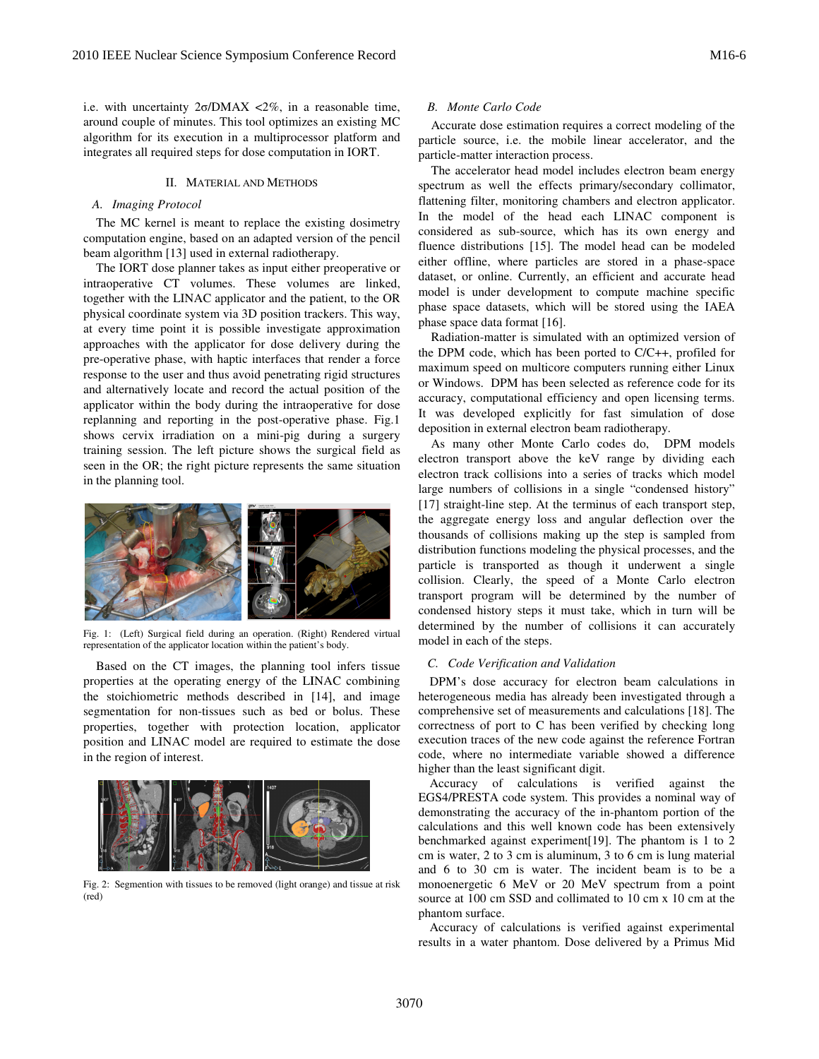i.e. with uncertainty 2σ/DMAX <2%, in a reasonable time, around couple of minutes. This tool optimizes an existing MC algorithm for its execution in a multiprocessor platform and integrates all required steps for dose computation in IORT.

## II. Material and Methods

### A. Imaging Protocol

The MC kernel is meant to replace the existing dosimetry computation engine, based on an adapted version of the pencil beam algorithm [13] used in external radiotherapy.

The IORT dose planner takes as input either preoperative or intraoperative CT volumes. These volumes are linked, together with the LINAC applicator and the patient, to the OR physical coordinate system via 3D position trackers. This way, at every time point it is possible investigate approximation approaches with the applicator for dose delivery during the pre-operative phase, with haptic interfaces that render a force response to the user and thus avoid penetrating rigid structures and alternatively locate and record the actual position of the applicator within the body during the intraoperative for dose replanning and reporting in the post-operative phase. Fig.1 shows cervix irradiation on a mini-pig during a surgery training session. The left picture shows the surgical field as seen in the OR; the right picture represents the same situation in the planning tool.

Fig. 1: (Left) Surgical field during an operation. (Right) Rendered virtual representation of the applicator location within the patient's body.

Based on the CT images, the planning tool infers tissue properties at the operating energy of the LINAC combining the stoichiometric methods described in [14], and image segmentation for non-tissues such as bed or bolus. These properties, together with protection location, applicator position and LINAC model are required to estimate the dose in the region of interest.

Fig. 2: Segmention with tissues to be removed (light orange) and tissue at risk (red)

### B. Monte Carlo Code

Accurate dose estimation requires a correct modeling of the particle source, i.e. the mobile linear accelerator, and the particle-matter interaction process.

The accelerator head model includes electron beam energy spectrum as well the effects primary/secondary collimator, flattening filter, monitoring chambers and electron applicator. In the model of the head each LINAC component is considered as sub-source, which has its own energy and fluence distributions [15]. The model head can be modeled either offline, where particles are stored in a phase-space dataset, or online. Currently, an efficient and accurate head model is under development to compute machine specific phase space datasets, which will be stored using the IAEA phase space data format [16].

Radiation-matter is simulated with an optimized version of the DPM code, which has been ported to C/C++, profiled for maximum speed on multicore computers running either Linux or Windows. DPM has been selected as reference code for its accuracy, computational efficiency and open licensing terms. It was developed explicitly for fast simulation of dose deposition in external electron beam radiotherapy.

As many other Monte Carlo codes do, DPM models electron transport above the keV range by dividing each electron track collisions into a series of tracks which model large numbers of collisions in a single "condensed history" [17] straight-line step. At the terminus of each transport step, the aggregate energy loss and angular deflection over the thousands of collisions making up the step is sampled from distribution functions modeling the physical processes, and the particle is transported as though it underwent a single collision. Clearly, the speed of a Monte Carlo electron transport program will be determined by the number of condensed history steps it must take, which in turn will be determined by the number of collisions it can accurately model in each of the steps.

### C. Code Verification and Validation

DPM's dose accuracy for electron beam calculations in heterogeneous media has already been investigated through a comprehensive set of measurements and calculations [18]. The correctness of port to C has been verified by checking long execution traces of the new code against the reference Fortran code, where no intermediate variable showed a difference higher than the least significant digit.

Accuracy of calculations is verified against the EGS4/PRESTA code system. This provides a nominal way of demonstrating the accuracy of the in-phantom portion of the calculations and this well known code has been extensively benchmarked against experiment[19]. The phantom is 1 to 2 cm is water, 2 to 3 cm is aluminum, 3 to 6 cm is lung material and 6 to 30 cm is water. The incident beam is to be a monoenergetic 6 MeV or 20 MeV spectrum from a point source at 100 cm SSD and collimated to 10 cm x 10 cm at the phantom surface.

Accuracy of calculations is verified against experimental results in a water phantom. Dose delivered by a Primus Mid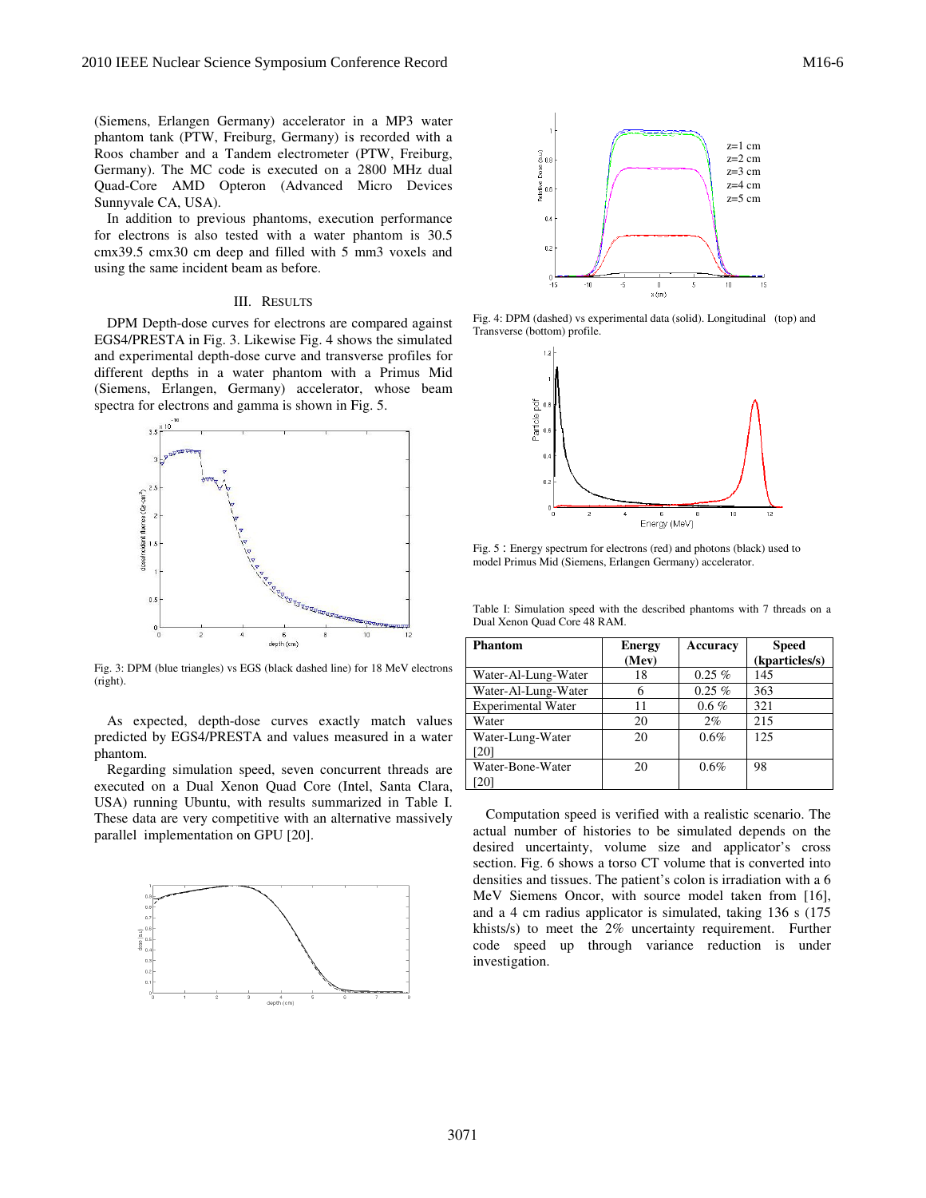(Siemens, Erlangen Germany) accelerator in a MP3 water phantom tank (PTW, Freiburg, Germany) is recorded with a Roos chamber and a Tandem electrometer (PTW, Freiburg, Germany). The MC code is executed on a 2800 MHz dual Quad-Core AMD Opteron (Advanced Micro Devices Sunnyvale CA, USA).

In addition to previous phantoms, execution performance for electrons is also tested with a water phantom is 30.5 cmx39.5 cmx30 cm deep and filled with 5 mm3 voxels and using the same incident beam as before.

## III. Results

DPM Depth-dose curves for electrons are compared against EGS4/PRESTA in Fig. 3. Likewise Fig. 4 shows the simulated and experimental depth-dose curve and transverse profiles for different depths in a water phantom with a Primus Mid (Siemens, Erlangen, Germany) accelerator, whose beam spectra for electrons and gamma is shown in Fig. 5.

Fig. 3: DPM (blue triangles) vs EGS (black dashed line) for 18 MeV electrons (right).

As expected, depth-dose curves exactly match values predicted by EGS4/PRESTA and values measured in a water phantom.

Regarding simulation speed, seven concurrent threads are executed on a Dual Xenon Quad Core (Intel, Santa Clara, USA) running Ubuntu, with results summarized in Table I. These data are very competitive with an alternative massively parallel implementation on GPU [20].

Fig. 4: DPM (dashed) vs experimental data (solid). Longitudinal (top) and Transverse (bottom) profile.

Fig. 5 : Energy spectrum for electrons (red) and photons (black) used to model Primus Mid (Siemens, Erlangen Germany) accelerator.

Table I: Simulation speed with the described phantoms with 7 threads on a Dual Xenon Quad Core 48 RAM.

| Phantom | Energy (Mev) | Accuracy | Speed (kparticles/s) |
|---|---|---|---|
| Water-Al-Lung-Water | 18 | 0.25 % | 145 |
| Water-Al-Lung-Water | 6 | 0.25 % | 363 |
| Experimental Water | 11 | 0.6 % | 321 |
| Water | 20 | 2% | 215 |
| Water-Lung-Water [20] | 20 | 0.6% | 125 |
| Water-Bone-Water [20] | 20 | 0.6% | 98 |

Computation speed is verified with a realistic scenario. The actual number of histories to be simulated depends on the desired uncertainty, volume size and applicator's cross section. Fig. 6 shows a torso CT volume that is converted into densities and tissues. The patient's colon is irradiation with a 6 MeV Siemens Oncor, with source model taken from [16], and a 4 cm radius applicator is simulated, taking 136 s (175 khists/s) to meet the 2% uncertainty requirement. Further code speed up through variance reduction is under investigation.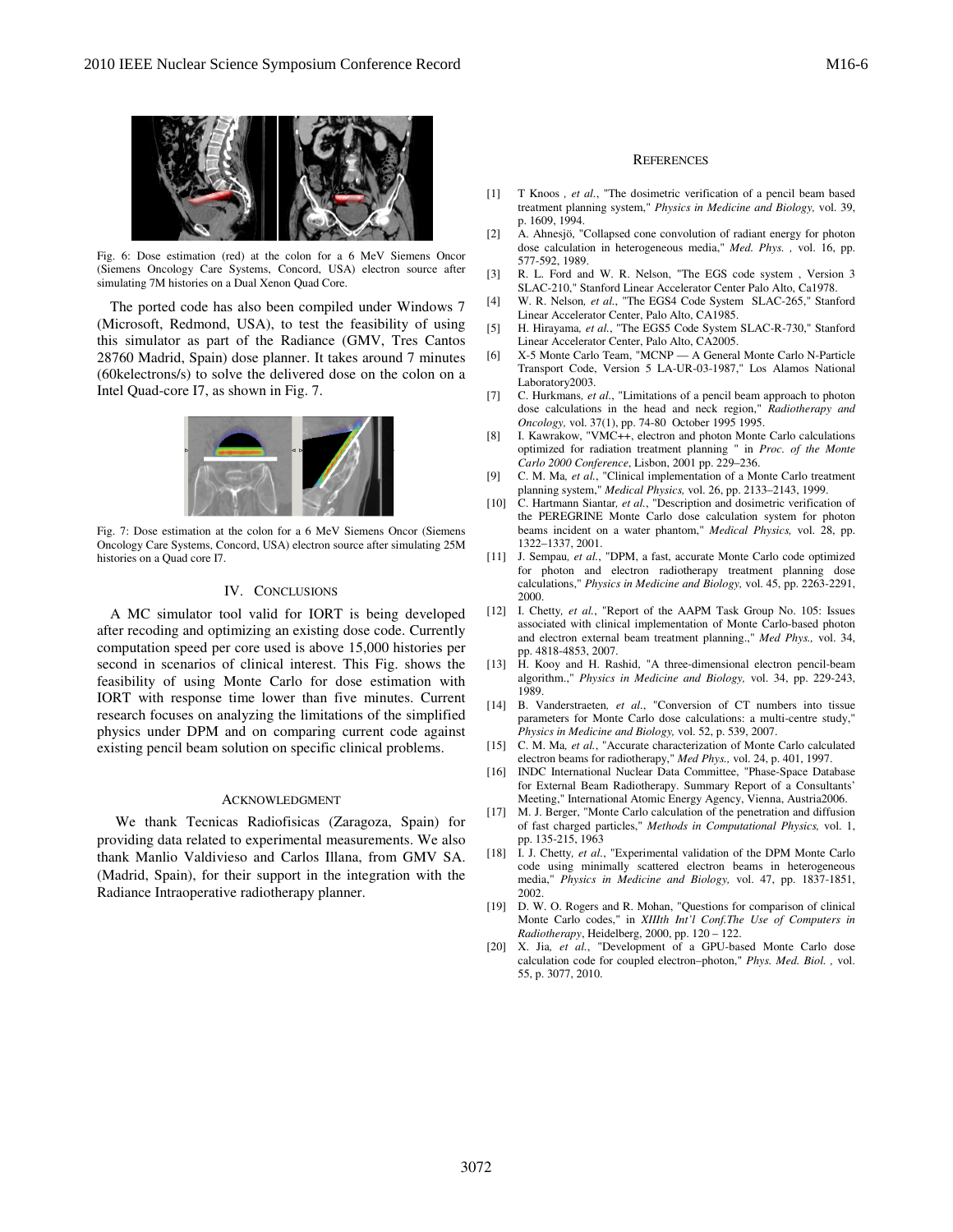Fig. 6: Dose estimation (red) at the colon for a 6 MeV Siemens Oncor (Siemens Oncology Care Systems, Concord, USA) electron source after simulating 7M histories on a Dual Xenon Quad Core.

The ported code has also been compiled under Windows 7 (Microsoft, Redmond, USA), to test the feasibility of using this simulator as part of the Radiance (GMV, Tres Cantos 28760 Madrid, Spain) dose planner. It takes around 7 minutes (60kelectrons/s) to solve the delivered dose on the colon on a Intel Quad-core I7, as shown in Fig. 7.

Fig. 7: Dose estimation at the colon for a 6 MeV Siemens Oncor (Siemens Oncology Care Systems, Concord, USA) electron source after simulating 25M histories on a Quad core I7.

## IV. Conclusions

A MC simulator tool valid for IORT is being developed after recoding and optimizing an existing dose code. Currently computation speed per core used is above 15,000 histories per second in scenarios of clinical interest. This Fig. shows the feasibility of using Monte Carlo for dose estimation with IORT with response time lower than five minutes. Current research focuses on analyzing the limitations of the simplified physics under DPM and on comparing current code against existing pencil beam solution on specific clinical problems.

## Acknowledgment

We thank Tecnicas Radiofisicas (Zaragoza, Spain) for providing data related to experimental measurements. We also thank Manlio Valdivieso and Carlos Illana, from GMV SA. (Madrid, Spain), for their support in the integration with the Radiance Intraoperative radiotherapy planner.

## References

[1] T Knoos , *et al.*, "The dosimetric verification of a pencil beam based treatment planning system," *Physics in Medicine and Biology,* vol. 39, p. 1609, 1994.

[2] A. Ahnesjö, "Collapsed cone convolution of radiant energy for photon dose calculation in heterogeneous media," *Med. Phys.* , vol. 16, pp. 577-592, 1989.

[3] R. L. Ford and W. R. Nelson, "The EGS code system , Version 3 SLAC-210," Stanford Linear Accelerator Center Palo Alto, Ca1978.

[4] W. R. Nelson*, et al.*, "The EGS4 Code System SLAC-265," Stanford Linear Accelerator Center, Palo Alto, CA1985.

[5] H. Hirayama*, et al.*, "The EGS5 Code System SLAC-R-730," Stanford Linear Accelerator Center, Palo Alto, CA2005.

[6] X-5 Monte Carlo Team, "MCNP — A General Monte Carlo N-Particle Transport Code, Version 5 LA-UR-03-1987," Los Alamos National Laboratory2003.

[7] C. Hurkmans*, et al.*, "Limitations of a pencil beam approach to photon dose calculations in the head and neck region," *Radiotherapy and Oncology,* vol. 37(1), pp. 74-80 October 1995 1995.

[8] I. Kawrakow, "VMC++, electron and photon Monte Carlo calculations optimized for radiation treatment planning " in *Proc. of the Monte Carlo 2000 Conference*, Lisbon, 2001 pp. 229–236.

[9] C. M. Ma*, et al.*, "Clinical implementation of a Monte Carlo treatment planning system," *Medical Physics,* vol. 26, pp. 2133–2143, 1999.

[10] C. Hartmann Siantar*, et al.*, "Description and dosimetric verification of the PEREGRINE Monte Carlo dose calculation system for photon beams incident on a water phantom," *Medical Physics,* vol. 28, pp. 1322–1337, 2001.

[11] J. Sempau*, et al.*, "DPM, a fast, accurate Monte Carlo code optimized for photon and electron radiotherapy treatment planning dose calculations," *Physics in Medicine and Biology,* vol. 45, pp. 2263-2291, 2000.

[12] I. Chetty*, et al.*, "Report of the AAPM Task Group No. 105: Issues associated with clinical implementation of Monte Carlo-based photon and electron external beam treatment planning.," *Med Phys.,* vol. 34, pp. 4818-4853, 2007.

[13] H. Kooy and H. Rashid, "A three-dimensional electron pencil-beam algorithm.," *Physics in Medicine and Biology,* vol. 34, pp. 229-243, 1989.

[14] B. Vanderstraeten*, et al.*, "Conversion of CT numbers into tissue parameters for Monte Carlo dose calculations: a multi-centre study," *Physics in Medicine and Biology,* vol. 52, p. 539, 2007.

[15] C. M. Ma*, et al.*, "Accurate characterization of Monte Carlo calculated electron beams for radiotherapy," *Med Phys.,* vol. 24, p. 401, 1997.

[16] INDC International Nuclear Data Committee, "Phase-Space Database for External Beam Radiotherapy. Summary Report of a Consultants' Meeting," International Atomic Energy Agency, Vienna, Austria2006.

[17] M. J. Berger, "Monte Carlo calculation of the penetration and diffusion of fast charged particles," *Methods in Computational Physics,* vol. 1, pp. 135-215, 1963

[18] I. J. Chetty*, et al.*, "Experimental validation of the DPM Monte Carlo code using minimally scattered electron beams in heterogeneous media," *Physics in Medicine and Biology,* vol. 47, pp. 1837-1851, 2002.

[19] D. W. O. Rogers and R. Mohan, "Questions for comparison of clinical Monte Carlo codes," in *XIIIth Int'l Conf.The Use of Computers in Radiotherapy*, Heidelberg, 2000, pp. 120 – 122.

[20] X. Jia*, et al.*, "Development of a GPU-based Monte Carlo dose calculation code for coupled electron–photon," *Phys. Med. Biol.* , vol. 55, p. 3077, 2010.